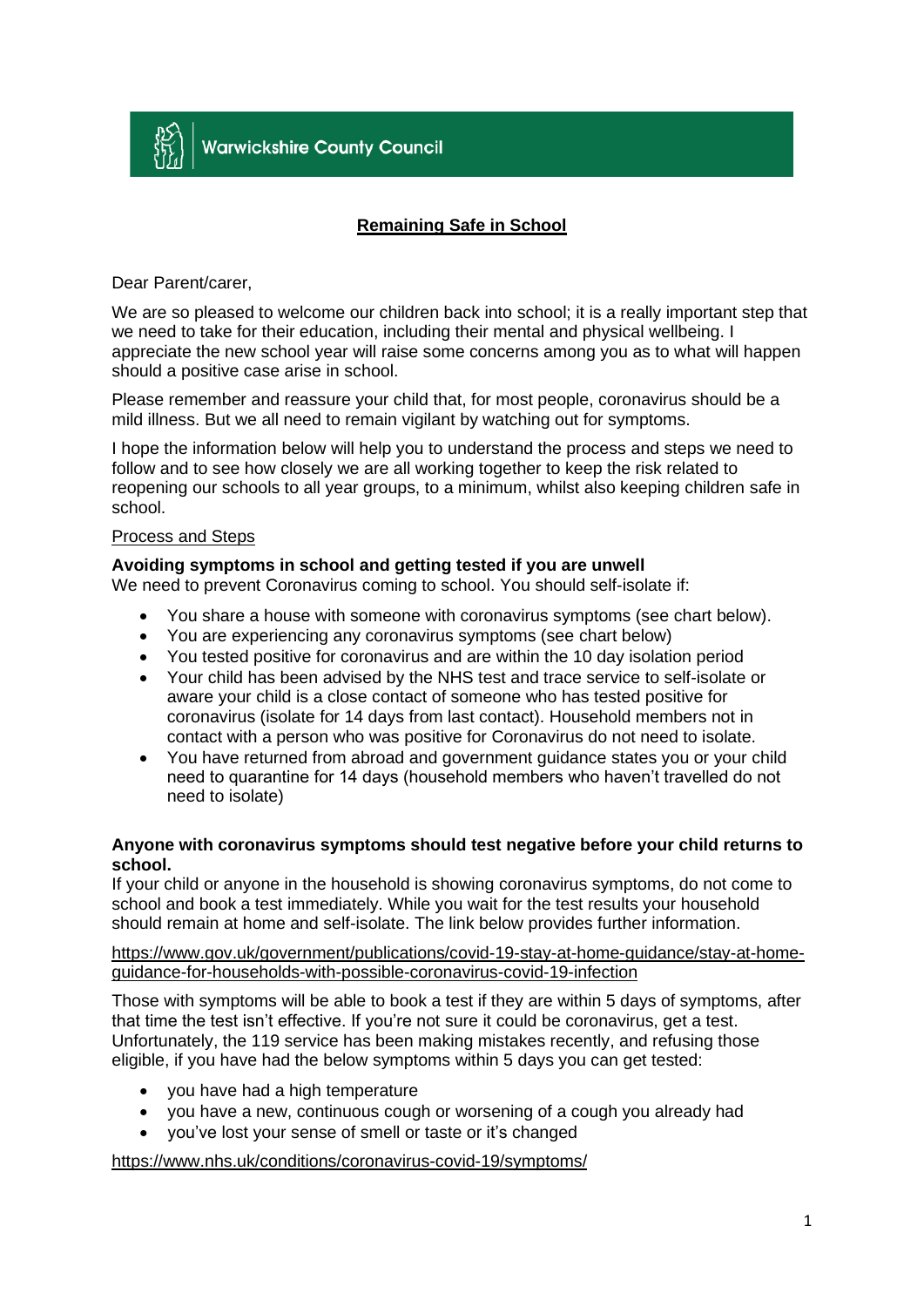Warwickshire County Council

## Remaining Safe in School

Dear Parent/carer,

We are so pleased to welcome our children back into school; it is a really important step that we need to take for their education, including their mental and physical wellbeing. I appreciate the new school year will raise some concerns among you as to what will happen should a positive case arise in school.

Please remember and reassure your child that, for most people, coronavirus should be a mild illness. But we all need to remain vigilant by watching out for symptoms.

I hope the information below will help you to understand the process and steps we need to follow and to see how closely we are all working together to keep the risk related to reopening our schools to all year groups, to a minimum, whilst also keeping children safe in school.

Process and Steps

**Avoiding symptoms in school and getting tested if you are unwell**
We need to prevent Coronavirus coming to school. You should self-isolate if:

- You share a house with someone with coronavirus symptoms (see chart below).
- You are experiencing any coronavirus symptoms (see chart below)
- You tested positive for coronavirus and are within the 10 day isolation period
- Your child has been advised by the NHS test and trace service to self-isolate or aware your child is a close contact of someone who has tested positive for coronavirus (isolate for 14 days from last contact). Household members not in contact with a person who was positive for Coronavirus do not need to isolate.
- You have returned from abroad and government guidance states you or your child need to quarantine for 14 days (household members who haven't travelled do not need to isolate)

**Anyone with coronavirus symptoms should test negative before your child returns to school.**
If your child or anyone in the household is showing coronavirus symptoms, do not come to school and book a test immediately. While you wait for the test results your household should remain at home and self-isolate. The link below provides further information.

https://www.gov.uk/government/publications/covid-19-stay-at-home-guidance/stay-at-home-guidance-for-households-with-possible-coronavirus-covid-19-infection

Those with symptoms will be able to book a test if they are within 5 days of symptoms, after that time the test isn't effective. If you're not sure it could be coronavirus, get a test. Unfortunately, the 119 service has been making mistakes recently, and refusing those eligible, if you have had the below symptoms within 5 days you can get tested:

- you have had a high temperature
- you have a new, continuous cough or worsening of a cough you already had
- you've lost your sense of smell or taste or it's changed

https://www.nhs.uk/conditions/coronavirus-covid-19/symptoms/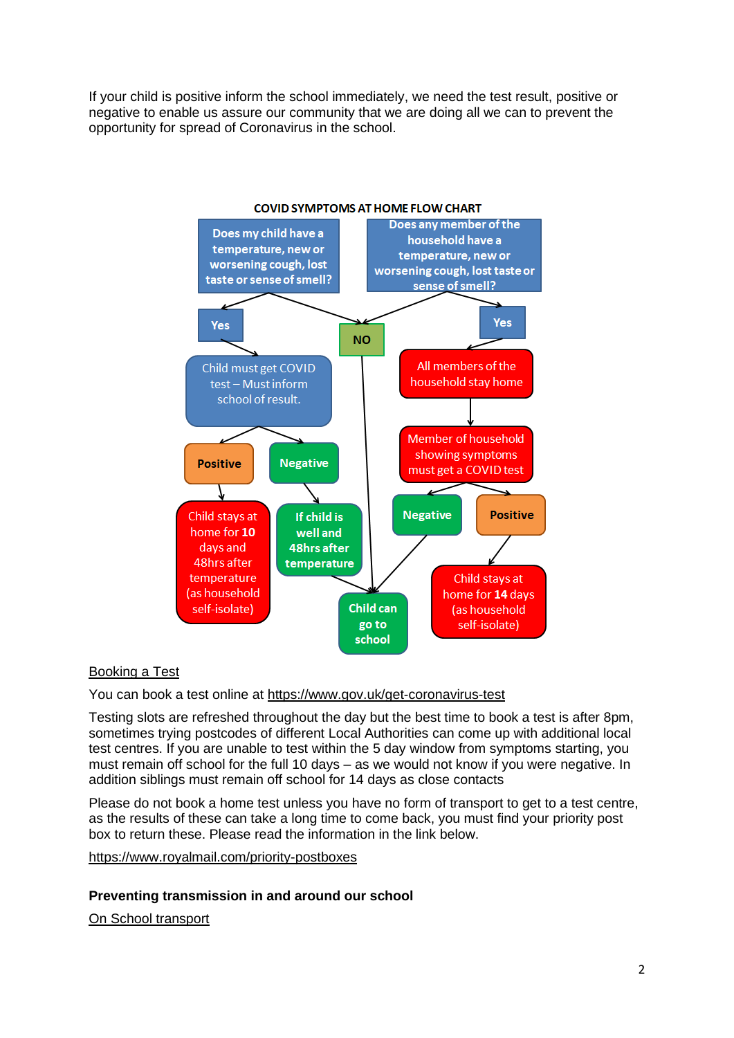If your child is positive inform the school immediately, we need the test result, positive or negative to enable us assure our community that we are doing all we can to prevent the opportunity for spread of Coronavirus in the school.

**COVID SYMPTOMS AT HOME FLOW CHART**

Does my child have a temperature, new or worsening cough, lost taste or sense of smell?

Does any member of the household have a temperature, new or worsening cough, lost taste or sense of smell?

Yes

NO

Yes

Child must get COVID test – Must inform school of result.

All members of the household stay home

Member of household showing symptoms must get a COVID test

Positive

Negative

Negative

Positive

Child stays at home for **10** days and 48hrs after temperature (as household self-isolate)

If child is well and 48hrs after temperature

Child can go to school

Child stays at home for **14** days (as household self-isolate)

Booking a Test

You can book a test online at https://www.gov.uk/get-coronavirus-test

Testing slots are refreshed throughout the day but the best time to book a test is after 8pm, sometimes trying postcodes of different Local Authorities can come up with additional local test centres. If you are unable to test within the 5 day window from symptoms starting, you must remain off school for the full 10 days – as we would not know if you were negative. In addition siblings must remain off school for 14 days as close contacts

Please do not book a home test unless you have no form of transport to get to a test centre, as the results of these can take a long time to come back, you must find your priority post box to return these. Please read the information in the link below.

https://www.royalmail.com/priority-postboxes

**Preventing transmission in and around our school**

On School transport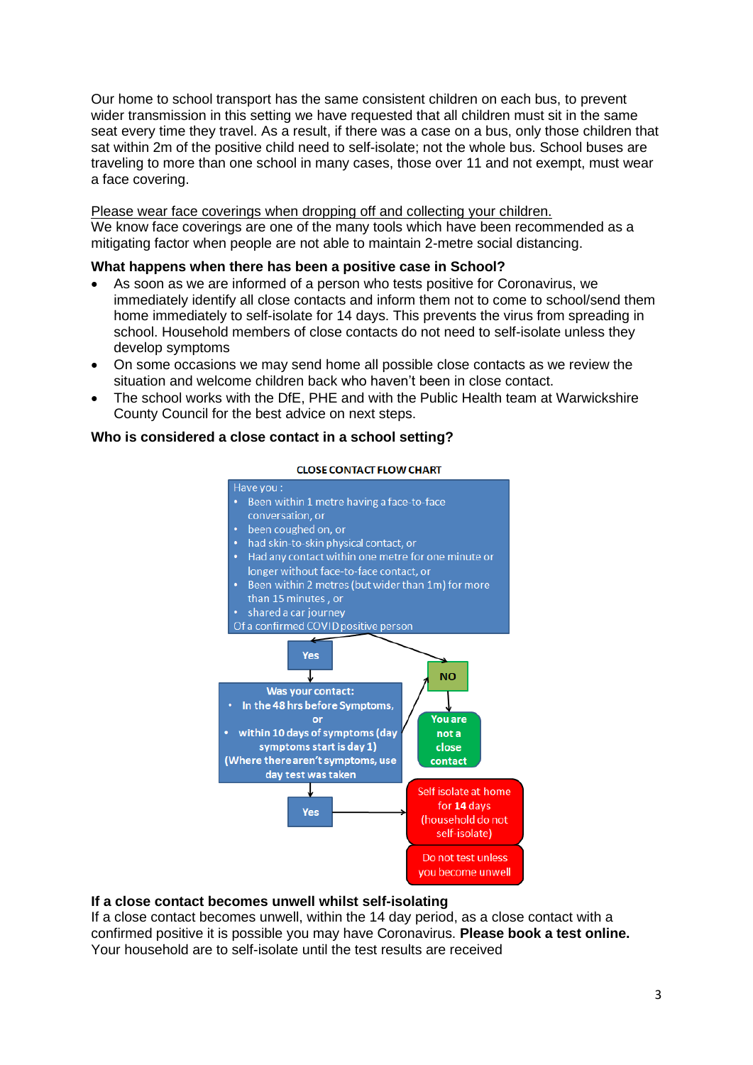Our home to school transport has the same consistent children on each bus, to prevent wider transmission in this setting we have requested that all children must sit in the same seat every time they travel. As a result, if there was a case on a bus, only those children that sat within 2m of the positive child need to self-isolate; not the whole bus. School buses are traveling to more than one school in many cases, those over 11 and not exempt, must wear a face covering.

Please wear face coverings when dropping off and collecting your children.
We know face coverings are one of the many tools which have been recommended as a mitigating factor when people are not able to maintain 2-metre social distancing.

**What happens when there has been a positive case in School?**

- As soon as we are informed of a person who tests positive for Coronavirus, we immediately identify all close contacts and inform them not to come to school/send them home immediately to self-isolate for 14 days. This prevents the virus from spreading in school. Household members of close contacts do not need to self-isolate unless they develop symptoms
- On some occasions we may send home all possible close contacts as we review the situation and welcome children back who haven't been in close contact.
- The school works with the DfE, PHE and with the Public Health team at Warwickshire County Council for the best advice on next steps.

**Who is considered a close contact in a school setting?**

**CLOSE CONTACT FLOW CHART**

Have you :
- Been within 1 metre having a face-to-face conversation, or
- been coughed on, or
- had skin-to-skin physical contact, or
- Had any contact within one metre for one minute or longer without face-to-face contact, or
- Been within 2 metres (but wider than 1m) for more than 15 minutes , or
- shared a car journey

Of a confirmed COVID positive person

**Yes** → **Was your contact:**
- **In the 48 hrs before Symptoms, or**
- **within 10 days of symptoms (day symptoms start is day 1) (Where there aren't symptoms, use day test was taken**

**Yes** → Self isolate at home for **14** days (household do not self-isolate) → Do not test unless you become unwell

**NO** → **You are not a close contact**

**If a close contact becomes unwell whilst self-isolating**
If a close contact becomes unwell, within the 14 day period, as a close contact with a confirmed positive it is possible you may have Coronavirus. **Please book a test online.** Your household are to self-isolate until the test results are received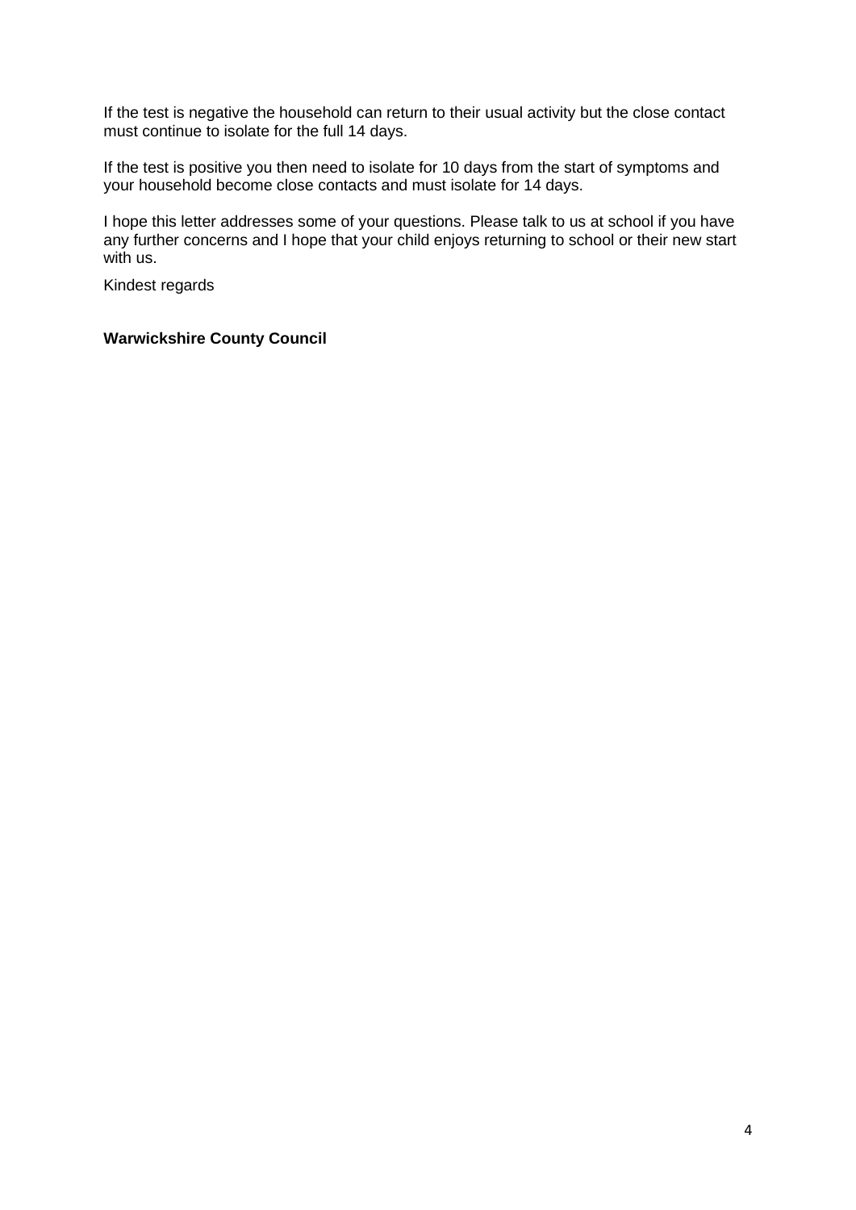If the test is negative the household can return to their usual activity but the close contact must continue to isolate for the full 14 days.

If the test is positive you then need to isolate for 10 days from the start of symptoms and your household become close contacts and must isolate for 14 days.

I hope this letter addresses some of your questions. Please talk to us at school if you have any further concerns and I hope that your child enjoys returning to school or their new start with us.

Kindest regards

**Warwickshire County Council**